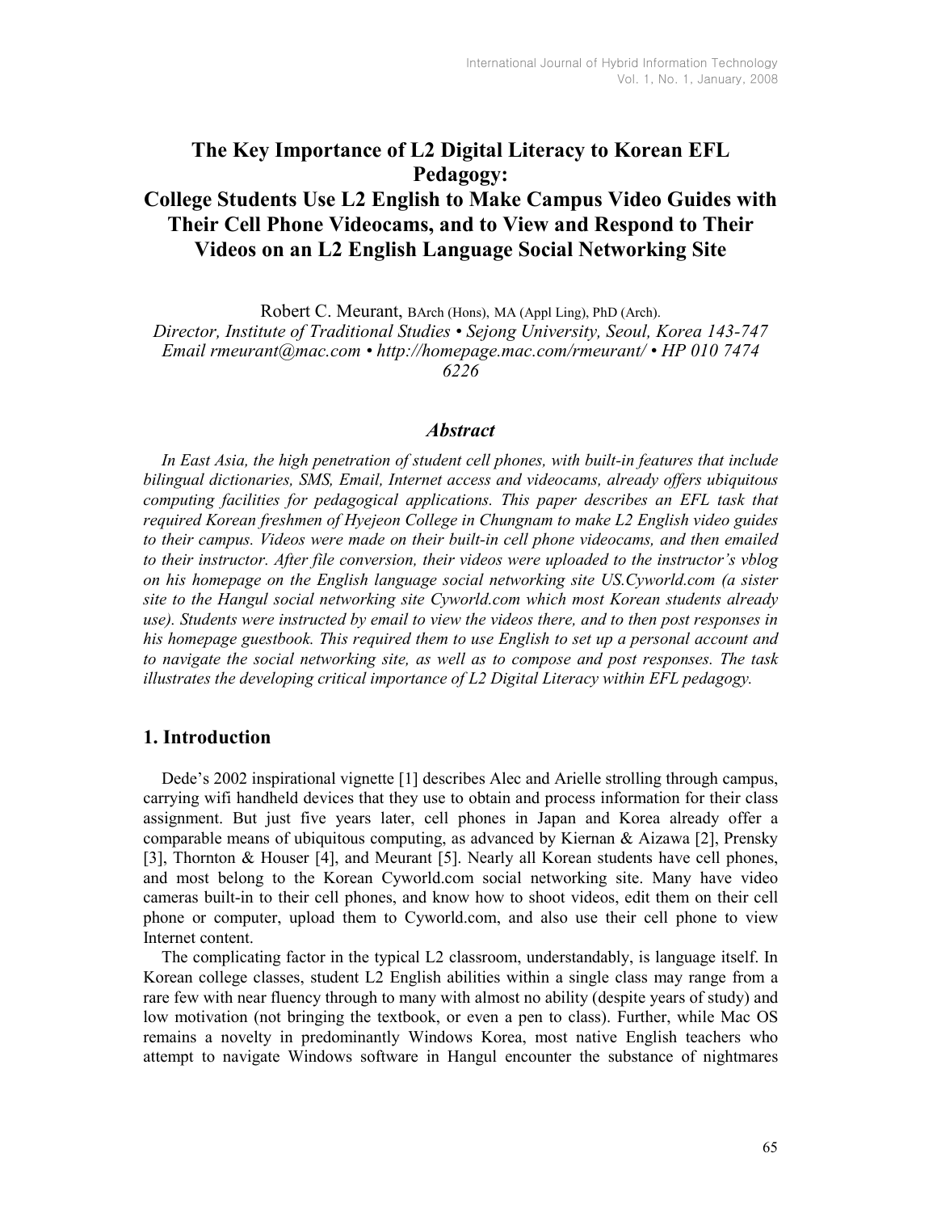# The Key Importance of L2 Digital Literacy to Korean EFL Pedagogy: College Students Use L2 English to Make Campus Video Guides with Their Cell Phone Videocams, and to View and Respond to Their Videos on an L2 English Language Social Networking Site

Robert C. Meurant, BArch (Hons), MA (Appl Ling), PhD (Arch).
*Director, Institute of Traditional Studies • Sejong University, Seoul, Korea 143-747*
*Email rmeurant@mac.com • http://homepage.mac.com/rmeurant/ • HP 010 7474 6226*

## *Abstract*

*In East Asia, the high penetration of student cell phones, with built-in features that include bilingual dictionaries, SMS, Email, Internet access and videocams, already offers ubiquitous computing facilities for pedagogical applications. This paper describes an EFL task that required Korean freshmen of Hyejeon College in Chungnam to make L2 English video guides to their campus. Videos were made on their built-in cell phone videocams, and then emailed to their instructor. After file conversion, their videos were uploaded to the instructor's vblog on his homepage on the English language social networking site US.Cyworld.com (a sister site to the Hangul social networking site Cyworld.com which most Korean students already use). Students were instructed by email to view the videos there, and to then post responses in his homepage guestbook. This required them to use English to set up a personal account and to navigate the social networking site, as well as to compose and post responses. The task illustrates the developing critical importance of L2 Digital Literacy within EFL pedagogy.*

## 1. Introduction

Dede's 2002 inspirational vignette [1] describes Alec and Arielle strolling through campus, carrying wifi handheld devices that they use to obtain and process information for their class assignment. But just five years later, cell phones in Japan and Korea already offer a comparable means of ubiquitous computing, as advanced by Kiernan & Aizawa [2], Prensky [3], Thornton & Houser [4], and Meurant [5]. Nearly all Korean students have cell phones, and most belong to the Korean Cyworld.com social networking site. Many have video cameras built-in to their cell phones, and know how to shoot videos, edit them on their cell phone or computer, upload them to Cyworld.com, and also use their cell phone to view Internet content.

The complicating factor in the typical L2 classroom, understandably, is language itself. In Korean college classes, student L2 English abilities within a single class may range from a rare few with near fluency through to many with almost no ability (despite years of study) and low motivation (not bringing the textbook, or even a pen to class). Further, while Mac OS remains a novelty in predominantly Windows Korea, most native English teachers who attempt to navigate Windows software in Hangul encounter the substance of nightmares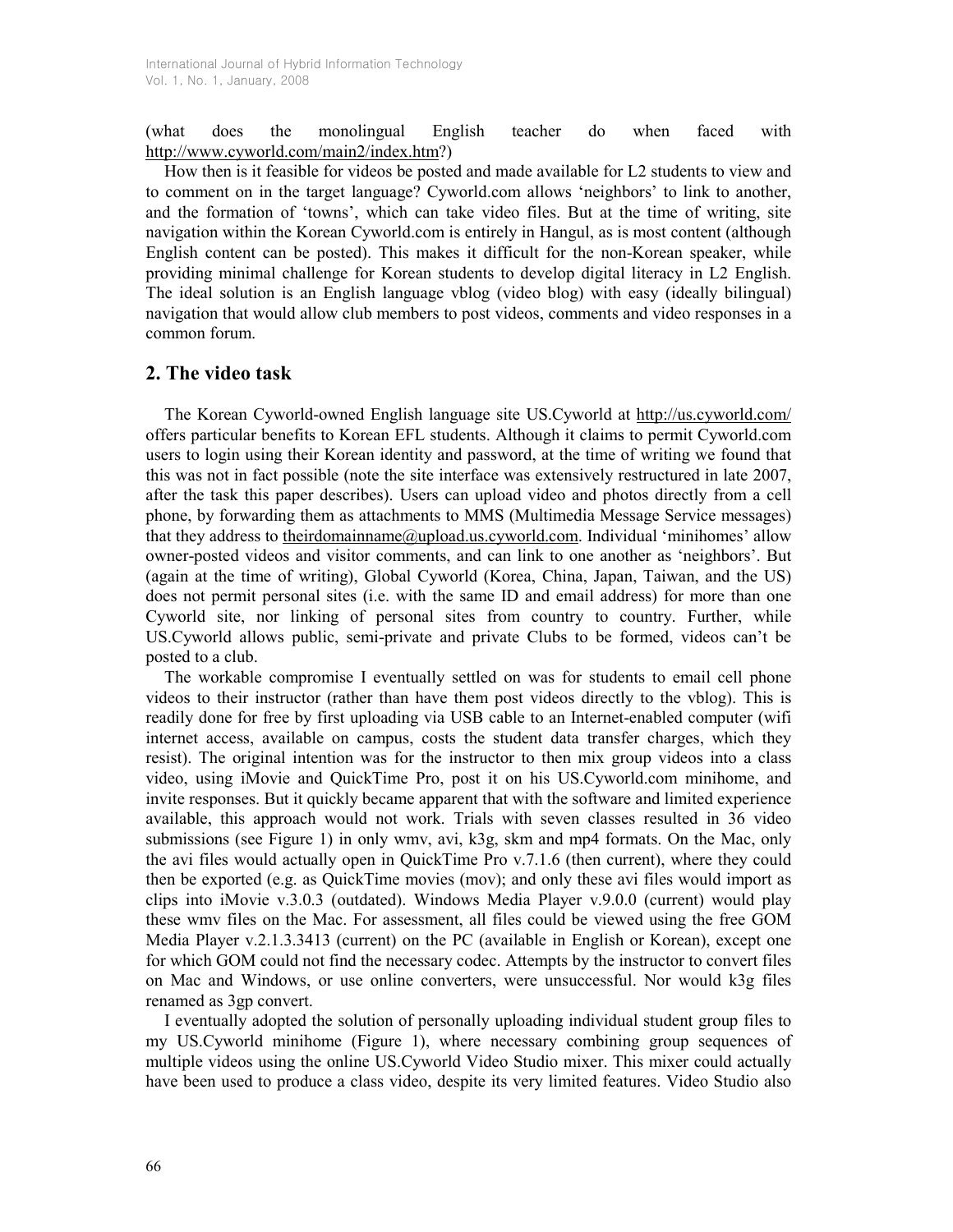(what does the monolingual English teacher do when faced with http://www.cyworld.com/main2/index.htm?)

How then is it feasible for videos be posted and made available for L2 students to view and to comment on in the target language? Cyworld.com allows 'neighbors' to link to another, and the formation of 'towns', which can take video files. But at the time of writing, site navigation within the Korean Cyworld.com is entirely in Hangul, as is most content (although English content can be posted). This makes it difficult for the non-Korean speaker, while providing minimal challenge for Korean students to develop digital literacy in L2 English. The ideal solution is an English language vblog (video blog) with easy (ideally bilingual) navigation that would allow club members to post videos, comments and video responses in a common forum.

## 2. The video task

The Korean Cyworld-owned English language site US.Cyworld at http://us.cyworld.com/ offers particular benefits to Korean EFL students. Although it claims to permit Cyworld.com users to login using their Korean identity and password, at the time of writing we found that this was not in fact possible (note the site interface was extensively restructured in late 2007, after the task this paper describes). Users can upload video and photos directly from a cell phone, by forwarding them as attachments to MMS (Multimedia Message Service messages) that they address to theirdomainname@upload.us.cyworld.com. Individual 'minihomes' allow owner-posted videos and visitor comments, and can link to one another as 'neighbors'. But (again at the time of writing), Global Cyworld (Korea, China, Japan, Taiwan, and the US) does not permit personal sites (i.e. with the same ID and email address) for more than one Cyworld site, nor linking of personal sites from country to country. Further, while US.Cyworld allows public, semi-private and private Clubs to be formed, videos can't be posted to a club.

The workable compromise I eventually settled on was for students to email cell phone videos to their instructor (rather than have them post videos directly to the vblog). This is readily done for free by first uploading via USB cable to an Internet-enabled computer (wifi internet access, available on campus, costs the student data transfer charges, which they resist). The original intention was for the instructor to then mix group videos into a class video, using iMovie and QuickTime Pro, post it on his US.Cyworld.com minihome, and invite responses. But it quickly became apparent that with the software and limited experience available, this approach would not work. Trials with seven classes resulted in 36 video submissions (see Figure 1) in only wmv, avi, k3g, skm and mp4 formats. On the Mac, only the avi files would actually open in QuickTime Pro v.7.1.6 (then current), where they could then be exported (e.g. as QuickTime movies (mov); and only these avi files would import as clips into iMovie v.3.0.3 (outdated). Windows Media Player v.9.0.0 (current) would play these wmv files on the Mac. For assessment, all files could be viewed using the free GOM Media Player v.2.1.3.3413 (current) on the PC (available in English or Korean), except one for which GOM could not find the necessary codec. Attempts by the instructor to convert files on Mac and Windows, or use online converters, were unsuccessful. Nor would k3g files renamed as 3gp convert.

I eventually adopted the solution of personally uploading individual student group files to my US.Cyworld minihome (Figure 1), where necessary combining group sequences of multiple videos using the online US.Cyworld Video Studio mixer. This mixer could actually have been used to produce a class video, despite its very limited features. Video Studio also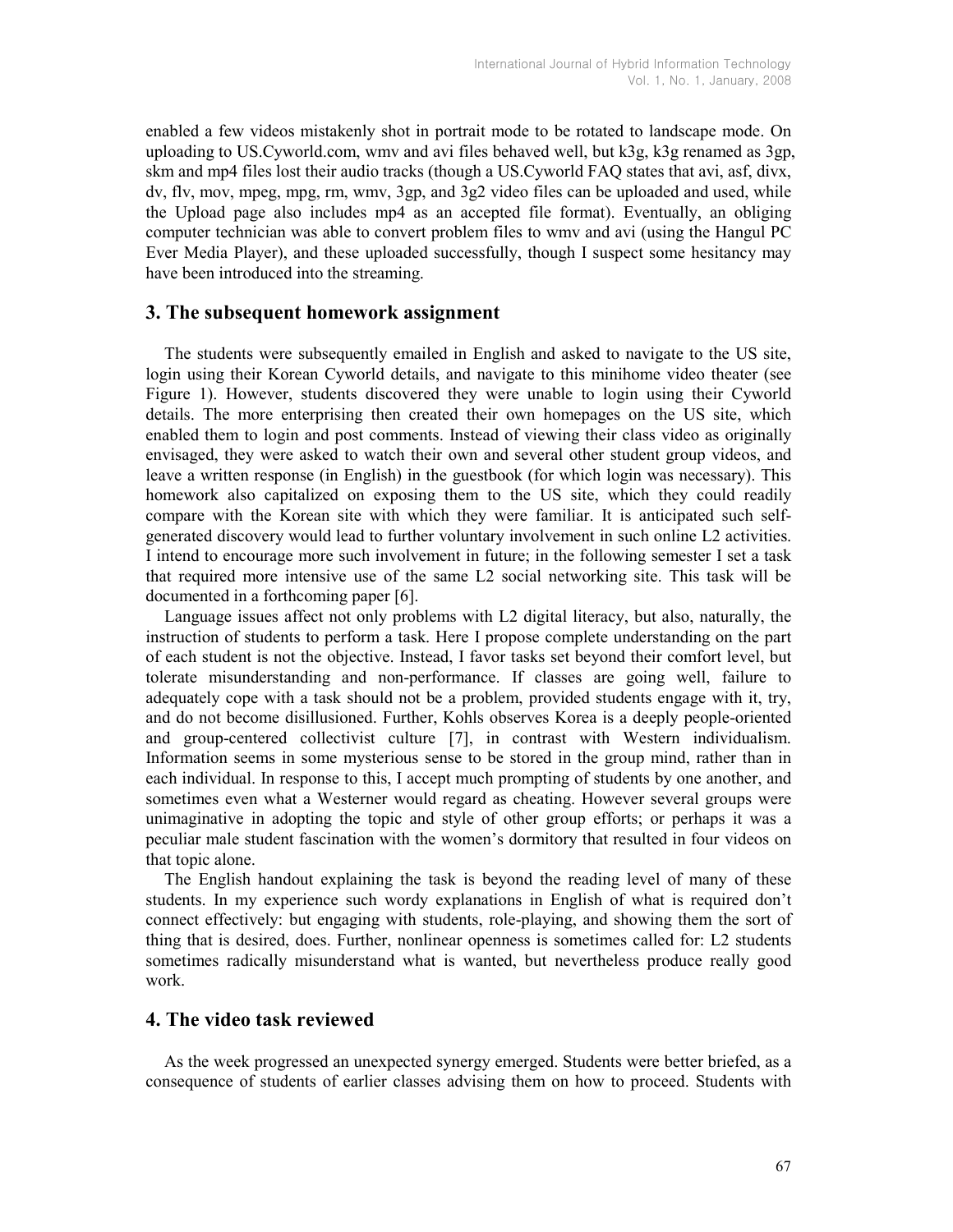enabled a few videos mistakenly shot in portrait mode to be rotated to landscape mode. On uploading to US.Cyworld.com, wmv and avi files behaved well, but k3g, k3g renamed as 3gp, skm and mp4 files lost their audio tracks (though a US.Cyworld FAQ states that avi, asf, divx, dv, flv, mov, mpeg, mpg, rm, wmv, 3gp, and 3g2 video files can be uploaded and used, while the Upload page also includes mp4 as an accepted file format). Eventually, an obliging computer technician was able to convert problem files to wmv and avi (using the Hangul PC Ever Media Player), and these uploaded successfully, though I suspect some hesitancy may have been introduced into the streaming.

## 3. The subsequent homework assignment

The students were subsequently emailed in English and asked to navigate to the US site, login using their Korean Cyworld details, and navigate to this minihome video theater (see Figure 1). However, students discovered they were unable to login using their Cyworld details. The more enterprising then created their own homepages on the US site, which enabled them to login and post comments. Instead of viewing their class video as originally envisaged, they were asked to watch their own and several other student group videos, and leave a written response (in English) in the guestbook (for which login was necessary). This homework also capitalized on exposing them to the US site, which they could readily compare with the Korean site with which they were familiar. It is anticipated such self-generated discovery would lead to further voluntary involvement in such online L2 activities. I intend to encourage more such involvement in future; in the following semester I set a task that required more intensive use of the same L2 social networking site. This task will be documented in a forthcoming paper [6].

Language issues affect not only problems with L2 digital literacy, but also, naturally, the instruction of students to perform a task. Here I propose complete understanding on the part of each student is not the objective. Instead, I favor tasks set beyond their comfort level, but tolerate misunderstanding and non-performance. If classes are going well, failure to adequately cope with a task should not be a problem, provided students engage with it, try, and do not become disillusioned. Further, Kohls observes Korea is a deeply people-oriented and group-centered collectivist culture [7], in contrast with Western individualism. Information seems in some mysterious sense to be stored in the group mind, rather than in each individual. In response to this, I accept much prompting of students by one another, and sometimes even what a Westerner would regard as cheating. However several groups were unimaginative in adopting the topic and style of other group efforts; or perhaps it was a peculiar male student fascination with the women's dormitory that resulted in four videos on that topic alone.

The English handout explaining the task is beyond the reading level of many of these students. In my experience such wordy explanations in English of what is required don't connect effectively: but engaging with students, role-playing, and showing them the sort of thing that is desired, does. Further, nonlinear openness is sometimes called for: L2 students sometimes radically misunderstand what is wanted, but nevertheless produce really good work.

## 4. The video task reviewed

As the week progressed an unexpected synergy emerged. Students were better briefed, as a consequence of students of earlier classes advising them on how to proceed. Students with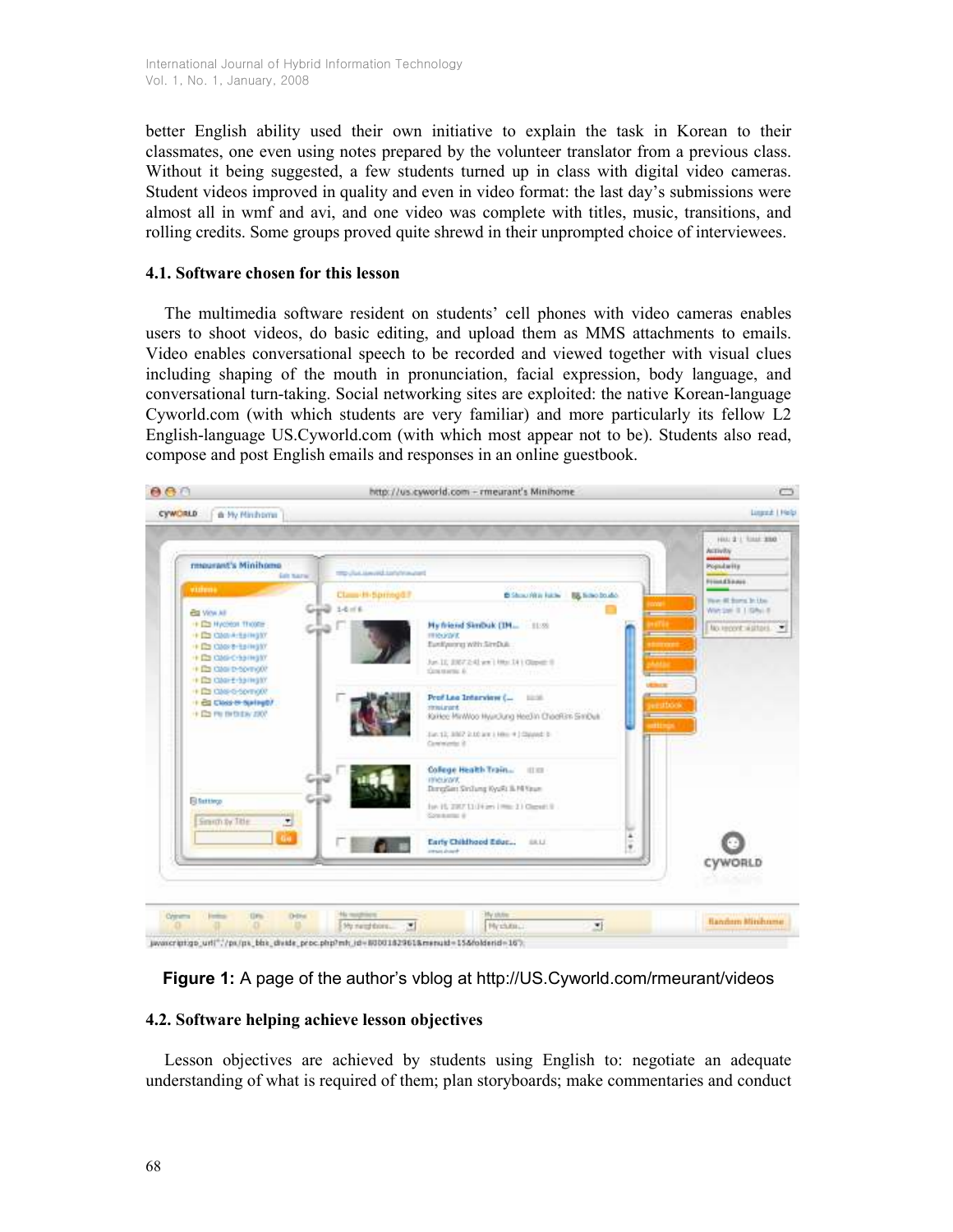better English ability used their own initiative to explain the task in Korean to their classmates, one even using notes prepared by the volunteer translator from a previous class. Without it being suggested, a few students turned up in class with digital video cameras. Student videos improved in quality and even in video format: the last day's submissions were almost all in wmf and avi, and one video was complete with titles, music, transitions, and rolling credits. Some groups proved quite shrewd in their unprompted choice of interviewees.

### 4.1. Software chosen for this lesson

The multimedia software resident on students' cell phones with video cameras enables users to shoot videos, do basic editing, and upload them as MMS attachments to emails. Video enables conversational speech to be recorded and viewed together with visual clues including shaping of the mouth in pronunciation, facial expression, body language, and conversational turn-taking. Social networking sites are exploited: the native Korean-language Cyworld.com (with which students are very familiar) and more particularly its fellow L2 English-language US.Cyworld.com (with which most appear not to be). Students also read, compose and post English emails and responses in an online guestbook.

**Figure 1:** A page of the author's vblog at http://US.Cyworld.com/rmeurant/videos

### 4.2. Software helping achieve lesson objectives

Lesson objectives are achieved by students using English to: negotiate an adequate understanding of what is required of them; plan storyboards; make commentaries and conduct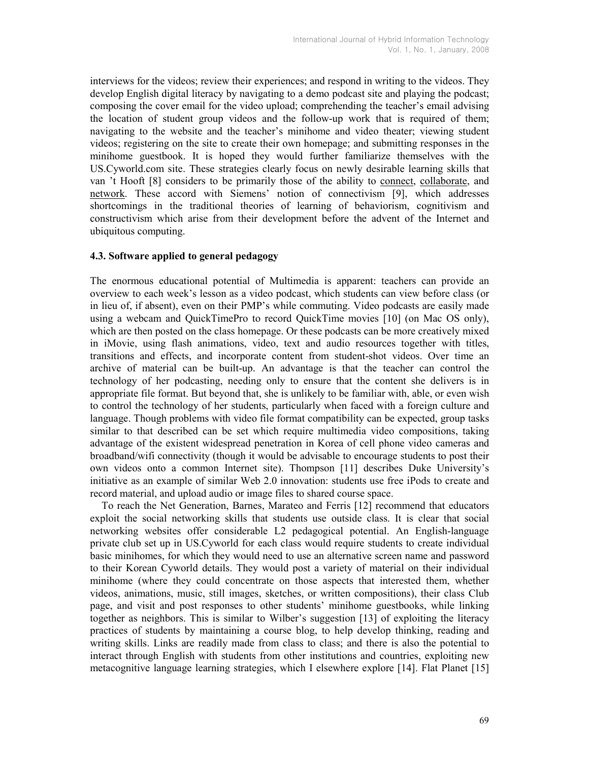interviews for the videos; review their experiences; and respond in writing to the videos. They develop English digital literacy by navigating to a demo podcast site and playing the podcast; composing the cover email for the video upload; comprehending the teacher's email advising the location of student group videos and the follow-up work that is required of them; navigating to the website and the teacher's minihome and video theater; viewing student videos; registering on the site to create their own homepage; and submitting responses in the minihome guestbook. It is hoped they would further familiarize themselves with the US.Cyworld.com site. These strategies clearly focus on newly desirable learning skills that van 't Hooft [8] considers to be primarily those of the ability to <u>connect</u>, <u>collaborate</u>, and <u>network</u>. These accord with Siemens' notion of connectivism [9], which addresses shortcomings in the traditional theories of learning of behaviorism, cognitivism and constructivism which arise from their development before the advent of the Internet and ubiquitous computing.

### 4.3. Software applied to general pedagogy

The enormous educational potential of Multimedia is apparent: teachers can provide an overview to each week's lesson as a video podcast, which students can view before class (or in lieu of, if absent), even on their PMP's while commuting. Video podcasts are easily made using a webcam and QuickTimePro to record QuickTime movies [10] (on Mac OS only), which are then posted on the class homepage. Or these podcasts can be more creatively mixed in iMovie, using flash animations, video, text and audio resources together with titles, transitions and effects, and incorporate content from student-shot videos. Over time an archive of material can be built-up. An advantage is that the teacher can control the technology of her podcasting, needing only to ensure that the content she delivers is in appropriate file format. But beyond that, she is unlikely to be familiar with, able, or even wish to control the technology of her students, particularly when faced with a foreign culture and language. Though problems with video file format compatibility can be expected, group tasks similar to that described can be set which require multimedia video compositions, taking advantage of the existent widespread penetration in Korea of cell phone video cameras and broadband/wifi connectivity (though it would be advisable to encourage students to post their own videos onto a common Internet site). Thompson [11] describes Duke University's initiative as an example of similar Web 2.0 innovation: students use free iPods to create and record material, and upload audio or image files to shared course space.

To reach the Net Generation, Barnes, Marateo and Ferris [12] recommend that educators exploit the social networking skills that students use outside class. It is clear that social networking websites offer considerable L2 pedagogical potential. An English-language private club set up in US.Cyworld for each class would require students to create individual basic minihomes, for which they would need to use an alternative screen name and password to their Korean Cyworld details. They would post a variety of material on their individual minihome (where they could concentrate on those aspects that interested them, whether videos, animations, music, still images, sketches, or written compositions), their class Club page, and visit and post responses to other students' minihome guestbooks, while linking together as neighbors. This is similar to Wilber's suggestion [13] of exploiting the literacy practices of students by maintaining a course blog, to help develop thinking, reading and writing skills. Links are readily made from class to class; and there is also the potential to interact through English with students from other institutions and countries, exploiting new metacognitive language learning strategies, which I elsewhere explore [14]. Flat Planet [15]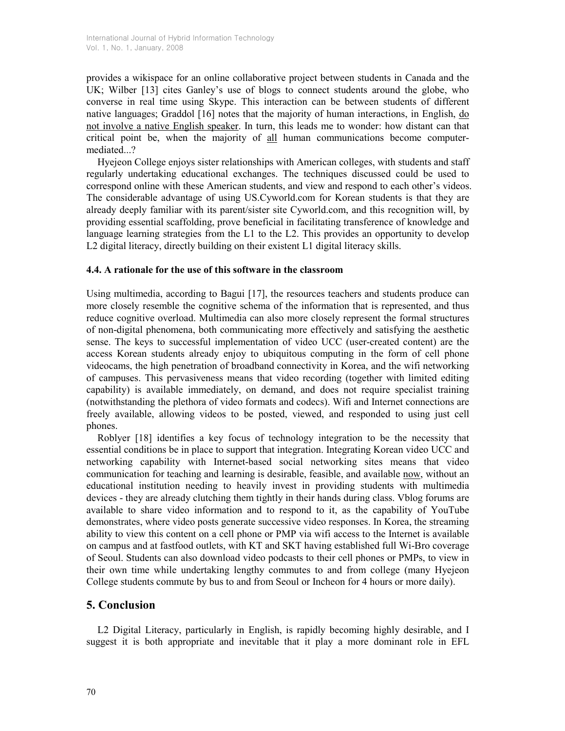provides a wikispace for an online collaborative project between students in Canada and the UK; Wilber [13] cites Ganley's use of blogs to connect students around the globe, who converse in real time using Skype. This interaction can be between students of different native languages; Graddol [16] notes that the majority of human interactions, in English, <u>do not involve a native English speaker</u>. In turn, this leads me to wonder: how distant can that critical point be, when the majority of <u>all</u> human communications become computer-mediated...?

Hyejeon College enjoys sister relationships with American colleges, with students and staff regularly undertaking educational exchanges. The techniques discussed could be used to correspond online with these American students, and view and respond to each other's videos. The considerable advantage of using US.Cyworld.com for Korean students is that they are already deeply familiar with its parent/sister site Cyworld.com, and this recognition will, by providing essential scaffolding, prove beneficial in facilitating transference of knowledge and language learning strategies from the L1 to the L2. This provides an opportunity to develop L2 digital literacy, directly building on their existent L1 digital literacy skills.

### 4.4. A rationale for the use of this software in the classroom

Using multimedia, according to Bagui [17], the resources teachers and students produce can more closely resemble the cognitive schema of the information that is represented, and thus reduce cognitive overload. Multimedia can also more closely represent the formal structures of non-digital phenomena, both communicating more effectively and satisfying the aesthetic sense. The keys to successful implementation of video UCC (user-created content) are the access Korean students already enjoy to ubiquitous computing in the form of cell phone videocams, the high penetration of broadband connectivity in Korea, and the wifi networking of campuses. This pervasiveness means that video recording (together with limited editing capability) is available immediately, on demand, and does not require specialist training (notwithstanding the plethora of video formats and codecs). Wifi and Internet connections are freely available, allowing videos to be posted, viewed, and responded to using just cell phones.

Roblyer [18] identifies a key focus of technology integration to be the necessity that essential conditions be in place to support that integration. Integrating Korean video UCC and networking capability with Internet-based social networking sites means that video communication for teaching and learning is desirable, feasible, and available <u>now</u>, without an educational institution needing to heavily invest in providing students with multimedia devices - they are already clutching them tightly in their hands during class. Vblog forums are available to share video information and to respond to it, as the capability of YouTube demonstrates, where video posts generate successive video responses. In Korea, the streaming ability to view this content on a cell phone or PMP via wifi access to the Internet is available on campus and at fastfood outlets, with KT and SKT having established full Wi-Bro coverage of Seoul. Students can also download video podcasts to their cell phones or PMPs, to view in their own time while undertaking lengthy commutes to and from college (many Hyejeon College students commute by bus to and from Seoul or Incheon for 4 hours or more daily).

## 5. Conclusion

L2 Digital Literacy, particularly in English, is rapidly becoming highly desirable, and I suggest it is both appropriate and inevitable that it play a more dominant role in EFL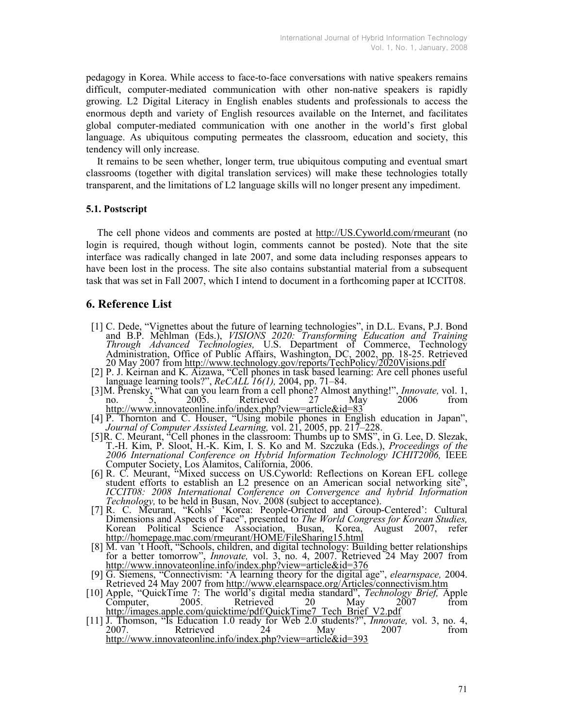pedagogy in Korea. While access to face-to-face conversations with native speakers remains difficult, computer-mediated communication with other non-native speakers is rapidly growing. L2 Digital Literacy in English enables students and professionals to access the enormous depth and variety of English resources available on the Internet, and facilitates global computer-mediated communication with one another in the world's first global language. As ubiquitous computing permeates the classroom, education and society, this tendency will only increase.

It remains to be seen whether, longer term, true ubiquitous computing and eventual smart classrooms (together with digital translation services) will make these technologies totally transparent, and the limitations of L2 language skills will no longer present any impediment.

### 5.1. Postscript

The cell phone videos and comments are posted at http://US.Cyworld.com/rmeurant (no login is required, though without login, comments cannot be posted). Note that the site interface was radically changed in late 2007, and some data including responses appears to have been lost in the process. The site also contains substantial material from a subsequent task that was set in Fall 2007, which I intend to document in a forthcoming paper at ICCIT08.

## 6. Reference List

[1] C. Dede, "Vignettes about the future of learning technologies", in D.L. Evans, P.J. Bond and B.P. Mehlman (Eds.), *VISIONS 2020: Transforming Education and Training Through Advanced Technologies,* U.S. Department of Commerce, Technology Administration, Office of Public Affairs, Washington, DC, 2002, pp. 18-25. Retrieved 20 May 2007 from http://www.technology.gov/reports/TechPolicy/2020Visions.pdf

[2] P. J. Keirnan and K. Aizawa, "Cell phones in task based learning: Are cell phones useful language learning tools?", *ReCALL 16(1),* 2004, pp. 71–84.

[3]M. Prensky, "What can you learn from a cell phone? Almost anything!", *Innovate,* vol. 1, no. 5, 2005. Retrieved 27 May 2006 from http://www.innovateonline.info/index.php?view=article&id=83

[4] P. Thornton and C. Houser, "Using mobile phones in English education in Japan", *Journal of Computer Assisted Learning,* vol. 21, 2005, pp. 217–228.

[5]R. C. Meurant, "Cell phones in the classroom: Thumbs up to SMS", in G. Lee, D. Slezak, T.-H. Kim, P. Sloot, H.-K. Kim, I. S. Ko and M. Szczuka (Eds.), *Proceedings of the 2006 International Conference on Hybrid Information Technology ICHIT2006,* IEEE Computer Society, Los Alamitos, California, 2006.

[6] R. C. Meurant, "Mixed success on US.Cyworld: Reflections on Korean EFL college student efforts to establish an L2 presence on an American social networking site", *ICCIT08: 2008 International Conference on Convergence and hybrid Information Technology,* to be held in Busan, Nov. 2008 (subject to acceptance).

[7] R. C. Meurant, "Kohls' 'Korea: People-Oriented and Group-Centered': Cultural Dimensions and Aspects of Face", presented to *The World Congress for Korean Studies,* Korean Political Science Association, Busan, Korea, August 2007, refer http://homepage.mac.com/rmeurant/HOME/FileSharing15.html

[8] M. van 't Hooft, "Schools, children, and digital technology: Building better relationships for a better tomorrow", *Innovate,* vol. 3, no. 4, 2007. Retrieved 24 May 2007 from http://www.innovateonline.info/index.php?view=article&id=376

[9] G. Siemens, "Connectivism: 'A learning theory for the digital age", *elearnspace,* 2004. Retrieved 24 May 2007 from http://www.elearnspace.org/Articles/connectivism.htm

[10] Apple, "QuickTime 7: The world's digital media standard", *Technology Brief,* Apple Computer, 2005. Retrieved 20 May 2007 from http://images.apple.com/quicktime/pdf/QuickTime7_Tech_Brief_V2.pdf

[11] J. Thomson, "Is Education 1.0 ready for Web 2.0 students?", *Innovate,* vol. 3, no. 4, 2007. Retrieved 24 May 2007 from http://www.innovateonline.info/index.php?view=article&id=393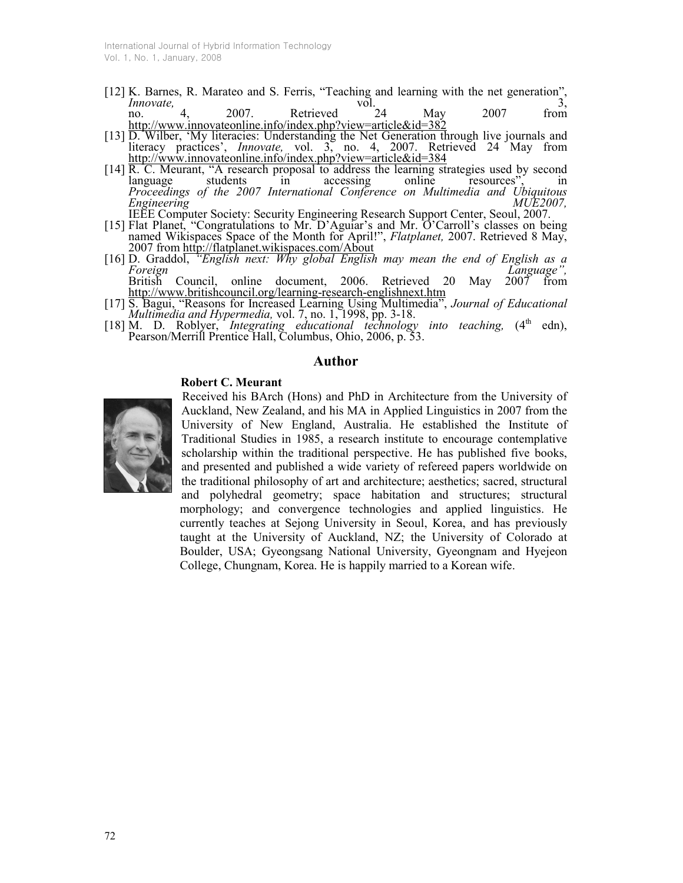[12] K. Barnes, R. Marateo and S. Ferris, "Teaching and learning with the net generation", *Innovate,* vol. 3, no. 4, 2007. Retrieved 24 May 2007 from http://www.innovateonline.info/index.php?view=article&id=382

[13] D. Wilber, 'My literacies: Understanding the Net Generation through live journals and literacy practices', *Innovate,* vol. 3, no. 4, 2007. Retrieved 24 May from http://www.innovateonline.info/index.php?view=article&id=384

[14] R. C. Meurant, "A research proposal to address the learning strategies used by second language students in accessing online resources", in *Proceedings of the 2007 International Conference on Multimedia and Ubiquitous Engineering MUE2007,* IEEE Computer Society: Security Engineering Research Support Center, Seoul, 2007.

[15] Flat Planet, "Congratulations to Mr. D'Aguiar's and Mr. O'Carroll's classes on being named Wikispaces Space of the Month for April!", *Flatplanet,* 2007. Retrieved 8 May, 2007 from http://flatplanet.wikispaces.com/About

[16] D. Graddol, *"English next: Why global English may mean the end of English as a Foreign Language",* British Council, online document, 2006. Retrieved 20 May 2007 from http://www.britishcouncil.org/learning-research-englishnext.htm

[17] S. Bagui, "Reasons for Increased Learning Using Multimedia", *Journal of Educational Multimedia and Hypermedia,* vol. 7, no. 1, 1998, pp. 3-18.

[18] M. D. Roblyer, *Integrating educational technology into teaching,* (4th edn), Pearson/Merrill Prentice Hall, Columbus, Ohio, 2006, p. 53.

## Author

**Robert C. Meurant**

Received his BArch (Hons) and PhD in Architecture from the University of Auckland, New Zealand, and his MA in Applied Linguistics in 2007 from the University of New England, Australia. He established the Institute of Traditional Studies in 1985, a research institute to encourage contemplative scholarship within the traditional perspective. He has published five books, and presented and published a wide variety of refereed papers worldwide on the traditional philosophy of art and architecture; aesthetics; sacred, structural and polyhedral geometry; space habitation and structures; structural morphology; and convergence technologies and applied linguistics. He currently teaches at Sejong University in Seoul, Korea, and has previously taught at the University of Auckland, NZ; the University of Colorado at Boulder, USA; Gyeongsang National University, Gyeongnam and Hyejeon College, Chungnam, Korea. He is happily married to a Korean wife.